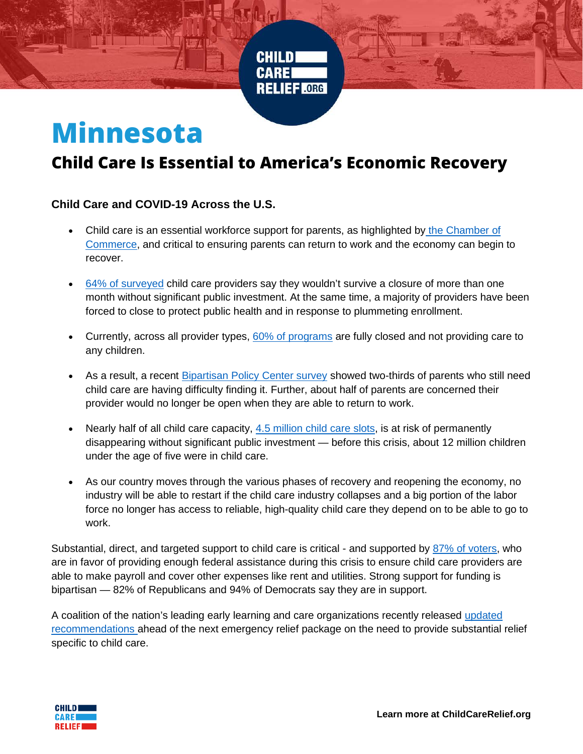# Minnesota

## Child Care Is Essential to America's Economic Recovery

### Child Care and COVID-19 Across the U.S.

- Child care is an essential workforce support for parents, as highlighted by the Chamber of Commerce, and critical to ensuring parents can return to work and the economy can begin to recover.
- 64% of surveyed child care providers say they wouldn't survive a closure of more than one month without significant public investment. At the same time, a majority of providers have been forced to close to protect public health and in response to plummeting enrollment.
- Currently, across all provider types, 60% of programs are fully closed and not providing care to any children.
- As a result, a recent Bipartisan Policy Center survey showed two-thirds of parents who still need child care are having difficulty finding it. Further, about half of parents are concerned their provider would no longer be open when they are able to return to work.
- Nearly half of all child care capacity, 4.5 million child care slots, is at risk of permanently disappearing without significant public investment — before this crisis, about 12 million children under the age of five were in child care.
- As our country moves through the various phases of recovery and reopening the economy, no industry will be able to restart if the child care industry collapses and a big portion of the labor force no longer has access to reliable, high-quality child care they depend on to be able to go to work.

Substantial, direct, and targeted support to child care is critical - and supported by 87% of voters, who are in favor of providing enough federal assistance during this crisis to ensure child care providers are able to make payroll and cover other expenses like rent and utilities. Strong support for funding is bipartisan — 82% of Republicans and 94% of Democrats say they are in support.

A coalition of the nation's leading early learning and care organizations recently released updated recommendations ahead of the next emergency relief package on the need to provide substantial relief specific to child care.

**Learn more at ChildCareRelief.org**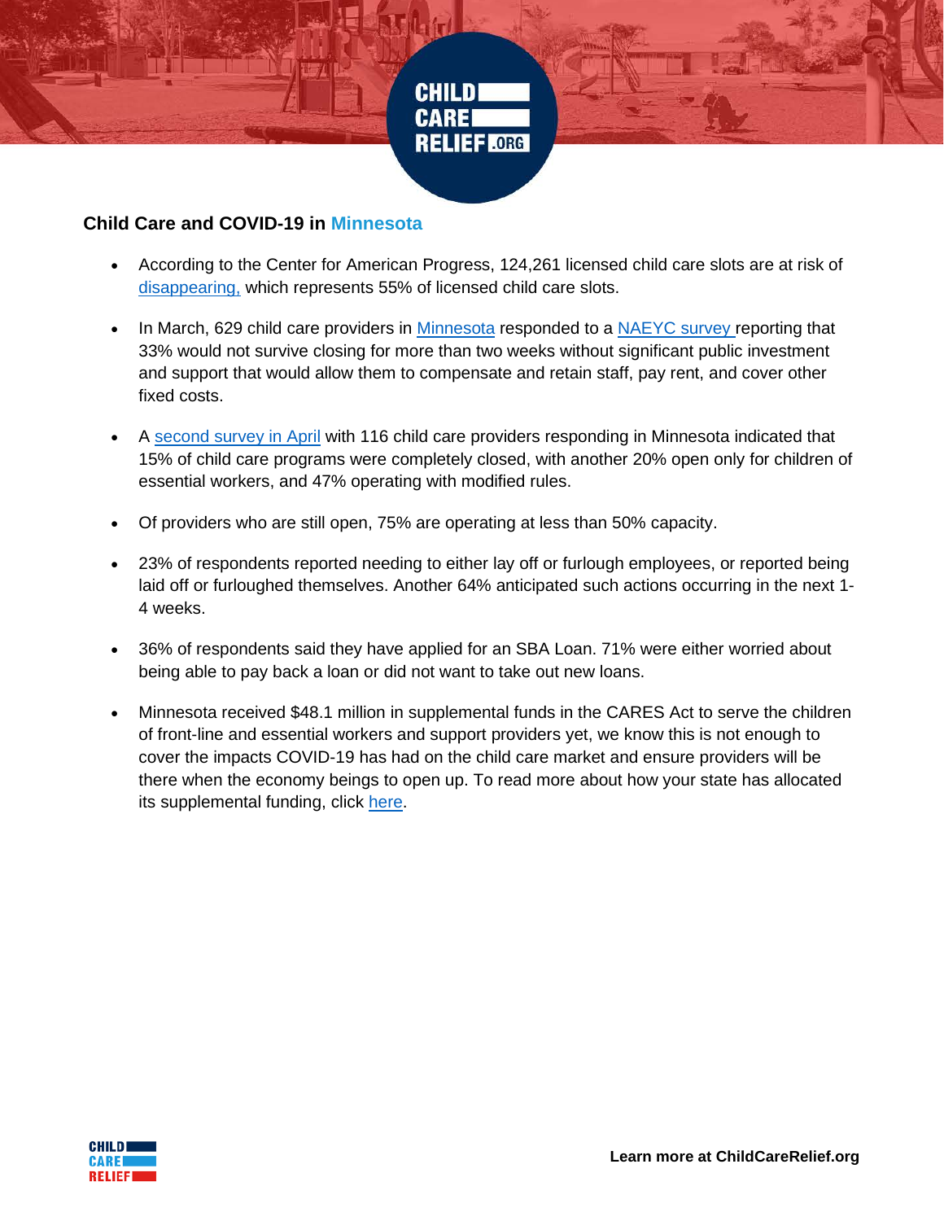## Child Care and COVID-19 in Minnesota

- According to the Center for American Progress, 124,261 licensed child care slots are at risk of disappearing, which represents 55% of licensed child care slots.
- In March, 629 child care providers in Minnesota responded to a NAEYC survey reporting that 33% would not survive closing for more than two weeks without significant public investment and support that would allow them to compensate and retain staff, pay rent, and cover other fixed costs.
- A second survey in April with 116 child care providers responding in Minnesota indicated that 15% of child care programs were completely closed, with another 20% open only for children of essential workers, and 47% operating with modified rules.
- Of providers who are still open, 75% are operating at less than 50% capacity.
- 23% of respondents reported needing to either lay off or furlough employees, or reported being laid off or furloughed themselves. Another 64% anticipated such actions occurring in the next 1-4 weeks.
- 36% of respondents said they have applied for an SBA Loan. 71% were either worried about being able to pay back a loan or did not want to take out new loans.
- Minnesota received $48.1 million in supplemental funds in the CARES Act to serve the children of front-line and essential workers and support providers yet, we know this is not enough to cover the impacts COVID-19 has had on the child care market and ensure providers will be there when the economy beings to open up. To read more about how your state has allocated its supplemental funding, click here.

**Learn more at ChildCareRelief.org**